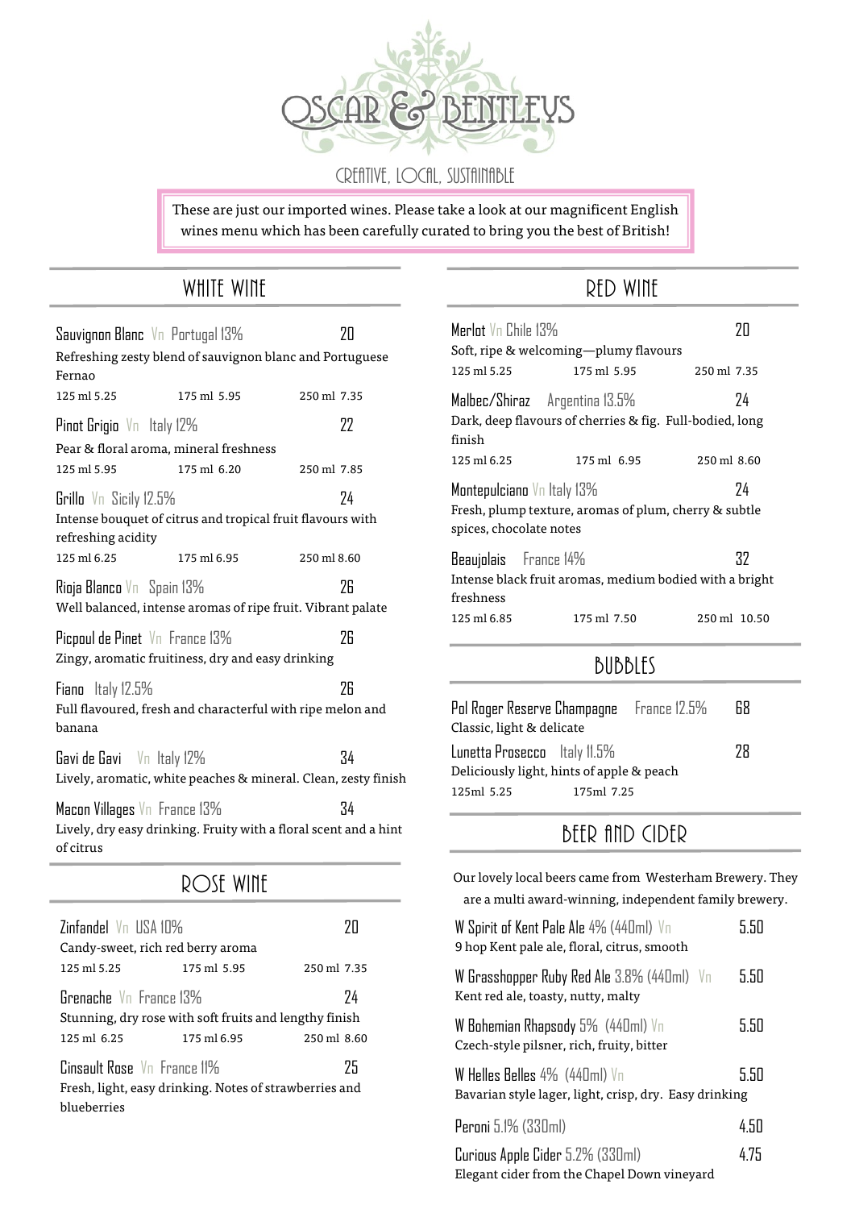# OSCAR & BENTLEYS

CREATIVE, LOCAL, SUSTAINABLE

These are just our imported wines. Please take a look at our magnificent English wines menu which has been carefully curated to bring you the best of British!

## WHITE WINE

**Sauvignon Blanc** Vn Portugal 13% — 20
Refreshing zesty blend of sauvignon blanc and Portuguese Fernao
125 ml 5.25 | 175 ml 5.95 | 250 ml 7.35

**Pinot Grigio** Vn Italy 12% — 22
Pear & floral aroma, mineral freshness
125 ml 5.95 | 175 ml 6.20 | 250 ml 7.85

**Grillo** Vn Sicily 12.5% — 24
Intense bouquet of citrus and tropical fruit flavours with refreshing acidity
125 ml 6.25 | 175 ml 6.95 | 250 ml 8.60

**Rioja Blanco** Vn Spain 13% — 26
Well balanced, intense aromas of ripe fruit. Vibrant palate

**Picpoul de Pinet** Vn France 13% — 26
Zingy, aromatic fruitiness, dry and easy drinking

**Fiano** Italy 12.5% — 26
Full flavoured, fresh and characterful with ripe melon and banana

**Gavi de Gavi** Vn Italy 12% — 34
Lively, aromatic, white peaches & mineral. Clean, zesty finish

**Macon Villages** Vn France 13% — 34
Lively, dry easy drinking. Fruity with a floral scent and a hint of citrus

## ROSE WINE

**Zinfandel** Vn USA 10% — 20
Candy-sweet, rich red berry aroma
125 ml 5.25 | 175 ml 5.95 | 250 ml 7.35

**Grenache** Vn France 13% — 24
Stunning, dry rose with soft fruits and lengthy finish
125 ml 6.25 | 175 ml 6.95 | 250 ml 8.60

**Cinsault Rose** Vn France 11% — 25
Fresh, light, easy drinking. Notes of strawberries and blueberries

## RED WINE

**Merlot** Vn Chile 13% — 20
Soft, ripe & welcoming—plumy flavours
125 ml 5.25 | 175 ml 5.95 | 250 ml 7.35

**Malbec/Shiraz** Argentina 13.5% — 24
Dark, deep flavours of cherries & fig. Full-bodied, long finish
125 ml 6.25 | 175 ml 6.95 | 250 ml 8.60

**Montepulciano** Vn Italy 13% — 24
Fresh, plump texture, aromas of plum, cherry & subtle spices, chocolate notes

**Beaujolais** France 14% — 32
Intense black fruit aromas, medium bodied with a bright freshness
125 ml 6.85 | 175 ml 7.50 | 250 ml 10.50

## BUBBLES

**Pol Roger Reserve Champagne** France 12.5% — 68
Classic, light & delicate

**Lunetta Prosecco** Italy 11.5% — 28
Deliciously light, hints of apple & peach
125ml 5.25 | 175ml 7.25

## BEER AND CIDER

Our lovely local beers came from Westerham Brewery. They are a multi award-winning, independent family brewery.

**W Spirit of Kent Pale Ale** 4% (440ml) Vn — 5.50
9 hop Kent pale ale, floral, citrus, smooth

**W Grasshopper Ruby Red Ale** 3.8% (440ml) Vn — 5.50
Kent red ale, toasty, nutty, malty

**W Bohemian Rhapsody** 5% (440ml) Vn — 5.50
Czech-style pilsner, rich, fruity, bitter

**W Helles Belles** 4% (440ml) Vn — 5.50
Bavarian style lager, light, crisp, dry. Easy drinking

**Peroni** 5.1% (330ml) — 4.50

**Curious Apple Cider** 5.2% (330ml) — 4.75
Elegant cider from the Chapel Down vineyard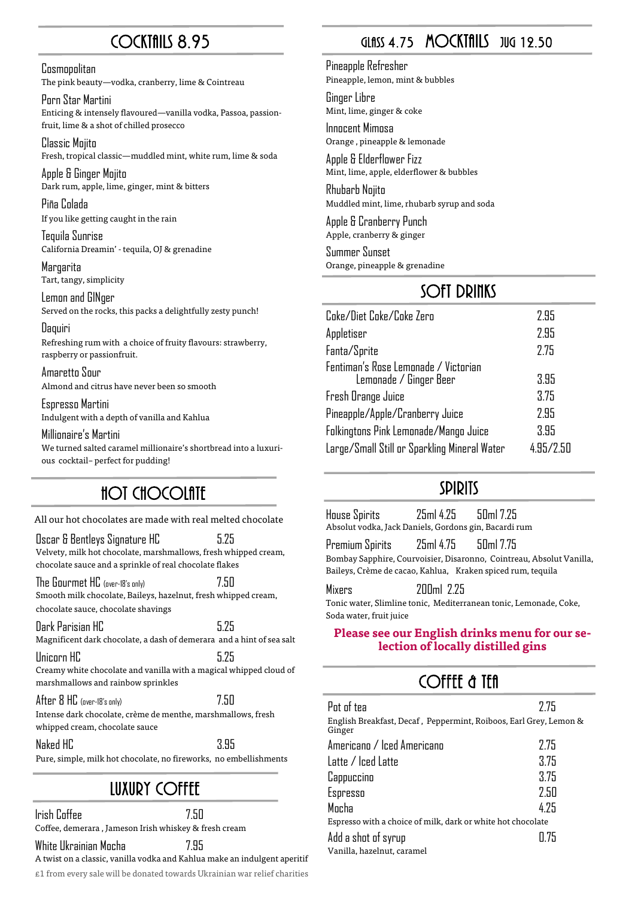## COCKTAILS 8.95

**Cosmopolitan**
The pink beauty—vodka, cranberry, lime & Cointreau

**Porn Star Martini**
Enticing & intensely flavoured—vanilla vodka, Passoa, passion-fruit, lime & a shot of chilled prosecco

**Classic Mojito**
Fresh, tropical classic—muddled mint, white rum, lime & soda

**Apple & Ginger Mojito**
Dark rum, apple, lime, ginger, mint & bitters

**Piña Colada**
If you like getting caught in the rain

**Tequila Sunrise**
California Dreamin' - tequila, OJ & grenadine

**Margarita**
Tart, tangy, simplicity

**Lemon and GINger**
Served on the rocks, this packs a delightfully zesty punch!

**Daquiri**
Refreshing rum with a choice of fruity flavours: strawberry, raspberry or passionfruit.

**Amaretto Sour**
Almond and citrus have never been so smooth

**Espresso Martini**
Indulgent with a depth of vanilla and Kahlua

**Millionaire's Martini**
We turned salted caramel millionaire's shortbread into a luxurious cocktail– perfect for pudding!

## HOT CHOCOLATE

All our hot chocolates are made with real melted chocolate

**Oscar & Bentleys Signature HC** 5.25
Velvety, milk hot chocolate, marshmallows, fresh whipped cream, chocolate sauce and a sprinkle of real chocolate flakes

**The Gourmet HC** (over-18's only) 7.50
Smooth milk chocolate, Baileys, hazelnut, fresh whipped cream, chocolate sauce, chocolate shavings

**Dark Parisian HC** 5.25
Magnificent dark chocolate, a dash of demerara and a hint of sea salt

**Unicorn HC** 5.25
Creamy white chocolate and vanilla with a magical whipped cloud of marshmallows and rainbow sprinkles

**After 8 HC** (over-18's only) 7.50
Intense dark chocolate, crème de menthe, marshmallows, fresh whipped cream, chocolate sauce

**Naked HC** 3.95
Pure, simple, milk hot chocolate, no fireworks, no embellishments

## LUXURY COFFEE

**Irish Coffee** 7.50
Coffee, demerara , Jameson Irish whiskey & fresh cream

**White Ukrainian Mocha** 7.95
A twist on a classic, vanilla vodka and Kahlua make an indulgent aperitif

£1 from every sale will be donated towards Ukrainian war relief charities

## GLASS 4.75 MOCKTAILS JUG 12.50

**Pineapple Refresher**
Pineapple, lemon, mint & bubbles

**Ginger Libre**
Mint, lime, ginger & coke

**Innocent Mimosa**
Orange , pineapple & lemonade

**Apple & Elderflower Fizz**
Mint, lime, apple, elderflower & bubbles

**Rhubarb Nojito**
Muddled mint, lime, rhubarb syrup and soda

**Apple & Cranberry Punch**
Apple, cranberry & ginger

**Summer Sunset**
Orange, pineapple & grenadine

## SOFT DRINKS

| | |
|---|---|
| Coke/Diet Coke/Coke Zero | 2.95 |
| Appletiser | 2.95 |
| Fanta/Sprite | 2.75 |
| Fentiman's Rose Lemonade / Victorian Lemonade / Ginger Beer | 3.95 |
| Fresh Orange Juice | 3.75 |
| Pineapple/Apple/Cranberry Juice | 2.95 |
| Folkingtons Pink Lemonade/Mango Juice | 3.95 |
| Large/Small Still or Sparkling Mineral Water | 4.95/2.50 |

## SPIRITS

**House Spirits** 25ml 4.25 50ml 7.25
Absolut vodka, Jack Daniels, Gordons gin, Bacardi rum

**Premium Spirits** 25ml 4.75 50ml 7.75
Bombay Sapphire, Courvoisier, Disaronno, Cointreau, Absolut Vanilla, Baileys, Crème de cacao, Kahlua, Kraken spiced rum, tequila

**Mixers** 200ml 2.25
Tonic water, Slimline tonic, Mediterranean tonic, Lemonade, Coke, Soda water, fruit juice

**Please see our English drinks menu for our selection of locally distilled gins**

## COFFEE & TEA

**Pot of tea** 2.75
English Breakfast, Decaf , Peppermint, Roiboos, Earl Grey, Lemon & Ginger

| | |
|---|---|
| Americano / Iced Americano | 2.75 |
| Latte / Iced Latte | 3.75 |
| Cappuccino | 3.75 |
| Espresso | 2.50 |
| Mocha | 4.25 |

Espresso with a choice of milk, dark or white hot chocolate

**Add a shot of syrup** 0.75
Vanilla, hazelnut, caramel